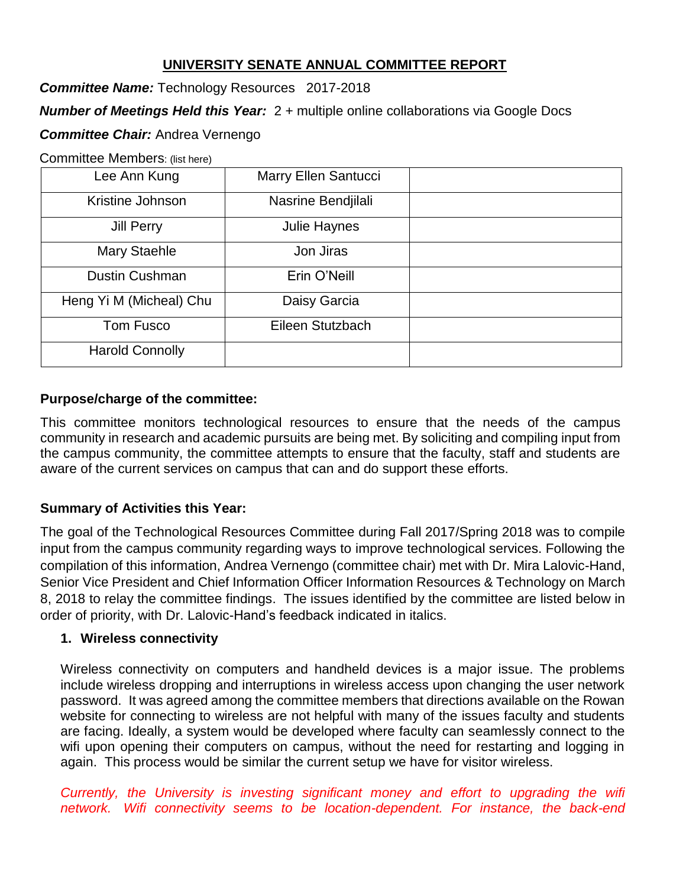## UNIVERSITY SENATE ANNUAL COMMITTEE REPORT

***Committee Name:*** Technology Resources 2017-2018

***Number of Meetings Held this Year:*** 2 + multiple online collaborations via Google Docs

***Committee Chair:*** Andrea Vernengo

Committee Members: (list here)

| | | |
|---|---|---|
| Lee Ann Kung | Marry Ellen Santucci | |
| Kristine Johnson | Nasrine Bendjilali | |
| Jill Perry | Julie Haynes | |
| Mary Staehle | Jon Jiras | |
| Dustin Cushman | Erin O'Neill | |
| Heng Yi M (Micheal) Chu | Daisy Garcia | |
| Tom Fusco | Eileen Stutzbach | |
| Harold Connolly | | |

**Purpose/charge of the committee:**

This committee monitors technological resources to ensure that the needs of the campus community in research and academic pursuits are being met. By soliciting and compiling input from the campus community, the committee attempts to ensure that the faculty, staff and students are aware of the current services on campus that can and do support these efforts.

**Summary of Activities this Year:**

The goal of the Technological Resources Committee during Fall 2017/Spring 2018 was to compile input from the campus community regarding ways to improve technological services. Following the compilation of this information, Andrea Vernengo (committee chair) met with Dr. Mira Lalovic-Hand, Senior Vice President and Chief Information Officer Information Resources & Technology on March 8, 2018 to relay the committee findings. The issues identified by the committee are listed below in order of priority, with Dr. Lalovic-Hand's feedback indicated in italics.

1. **Wireless connectivity**

   Wireless connectivity on computers and handheld devices is a major issue. The problems include wireless dropping and interruptions in wireless access upon changing the user network password. It was agreed among the committee members that directions available on the Rowan website for connecting to wireless are not helpful with many of the issues faculty and students are facing. Ideally, a system would be developed where faculty can seamlessly connect to the wifi upon opening their computers on campus, without the need for restarting and logging in again. This process would be similar the current setup we have for visitor wireless.

   *Currently, the University is investing significant money and effort to upgrading the wifi network. Wifi connectivity seems to be location-dependent. For instance, the back-end*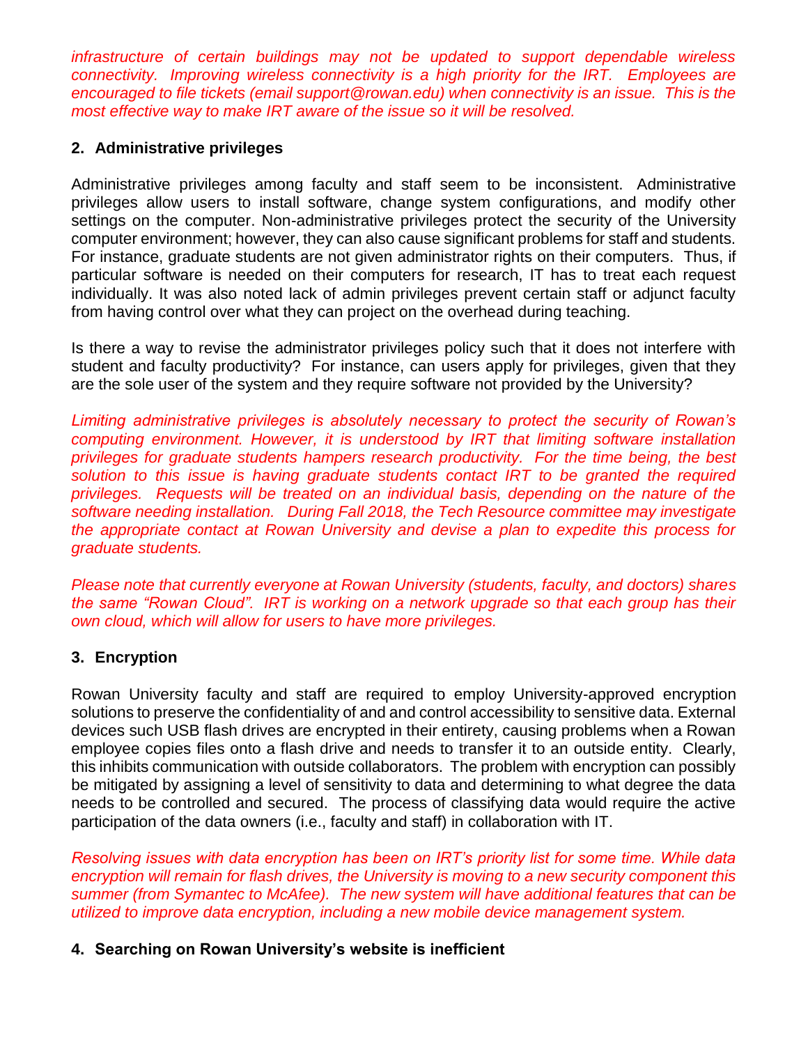*infrastructure of certain buildings may not be updated to support dependable wireless connectivity. Improving wireless connectivity is a high priority for the IRT. Employees are encouraged to file tickets (email support@rowan.edu) when connectivity is an issue. This is the most effective way to make IRT aware of the issue so it will be resolved.*

## 2. Administrative privileges

Administrative privileges among faculty and staff seem to be inconsistent. Administrative privileges allow users to install software, change system configurations, and modify other settings on the computer. Non-administrative privileges protect the security of the University computer environment; however, they can also cause significant problems for staff and students. For instance, graduate students are not given administrator rights on their computers. Thus, if particular software is needed on their computers for research, IT has to treat each request individually. It was also noted lack of admin privileges prevent certain staff or adjunct faculty from having control over what they can project on the overhead during teaching.

Is there a way to revise the administrator privileges policy such that it does not interfere with student and faculty productivity? For instance, can users apply for privileges, given that they are the sole user of the system and they require software not provided by the University?

*Limiting administrative privileges is absolutely necessary to protect the security of Rowan's computing environment. However, it is understood by IRT that limiting software installation privileges for graduate students hampers research productivity. For the time being, the best solution to this issue is having graduate students contact IRT to be granted the required privileges. Requests will be treated on an individual basis, depending on the nature of the software needing installation. During Fall 2018, the Tech Resource committee may investigate the appropriate contact at Rowan University and devise a plan to expedite this process for graduate students.*

*Please note that currently everyone at Rowan University (students, faculty, and doctors) shares the same "Rowan Cloud". IRT is working on a network upgrade so that each group has their own cloud, which will allow for users to have more privileges.*

## 3. Encryption

Rowan University faculty and staff are required to employ University-approved encryption solutions to preserve the confidentiality of and and control accessibility to sensitive data. External devices such USB flash drives are encrypted in their entirety, causing problems when a Rowan employee copies files onto a flash drive and needs to transfer it to an outside entity. Clearly, this inhibits communication with outside collaborators. The problem with encryption can possibly be mitigated by assigning a level of sensitivity to data and determining to what degree the data needs to be controlled and secured. The process of classifying data would require the active participation of the data owners (i.e., faculty and staff) in collaboration with IT.

*Resolving issues with data encryption has been on IRT's priority list for some time. While data encryption will remain for flash drives, the University is moving to a new security component this summer (from Symantec to McAfee). The new system will have additional features that can be utilized to improve data encryption, including a new mobile device management system.*

## 4. Searching on Rowan University's website is inefficient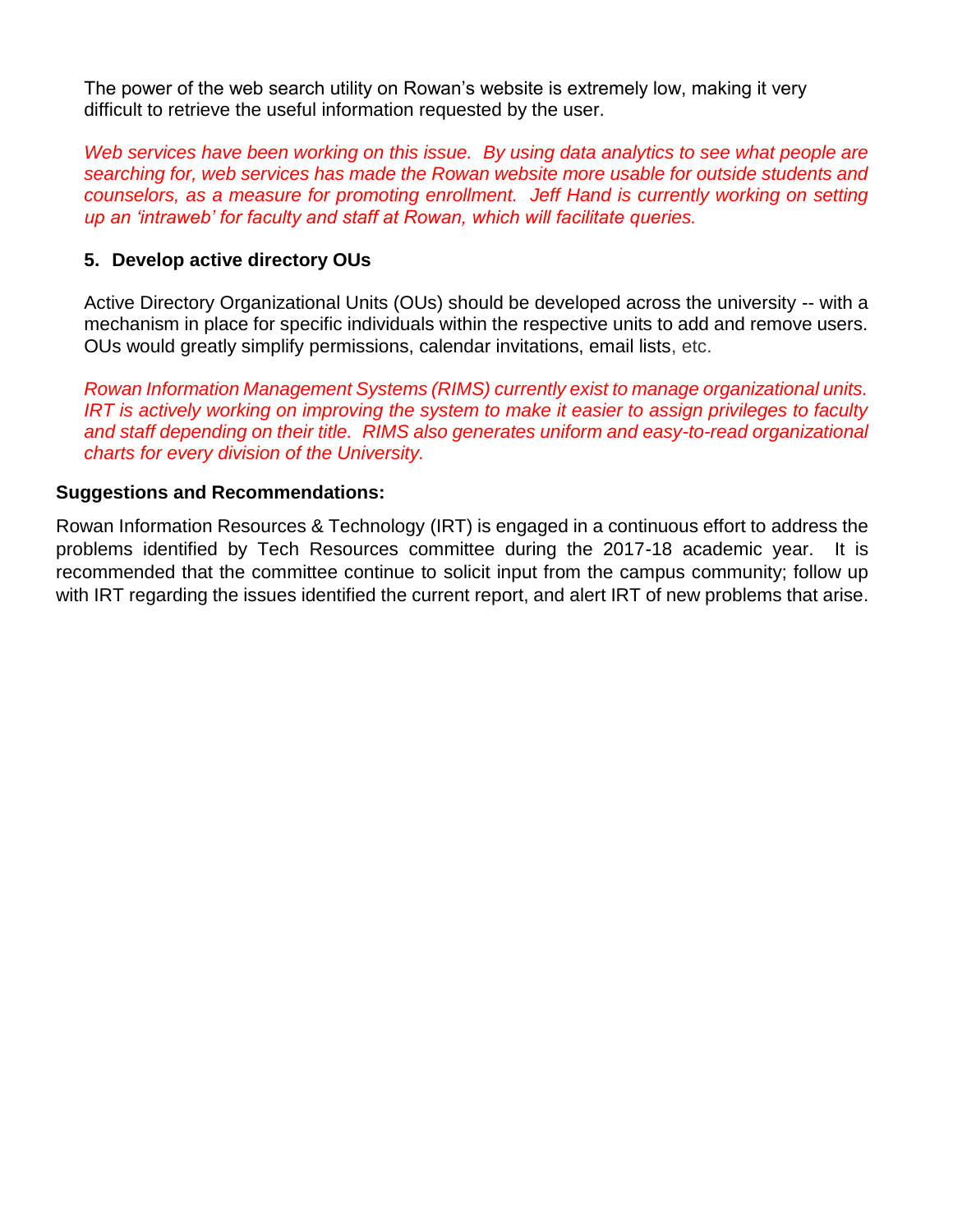The power of the web search utility on Rowan's website is extremely low, making it very difficult to retrieve the useful information requested by the user.

*Web services have been working on this issue. By using data analytics to see what people are searching for, web services has made the Rowan website more usable for outside students and counselors, as a measure for promoting enrollment. Jeff Hand is currently working on setting up an 'intraweb' for faculty and staff at Rowan, which will facilitate queries.*

**5. Develop active directory OUs**

Active Directory Organizational Units (OUs) should be developed across the university -- with a mechanism in place for specific individuals within the respective units to add and remove users. OUs would greatly simplify permissions, calendar invitations, email lists, etc.

*Rowan Information Management Systems (RIMS) currently exist to manage organizational units. IRT is actively working on improving the system to make it easier to assign privileges to faculty and staff depending on their title. RIMS also generates uniform and easy-to-read organizational charts for every division of the University.*

**Suggestions and Recommendations:**

Rowan Information Resources & Technology (IRT) is engaged in a continuous effort to address the problems identified by Tech Resources committee during the 2017-18 academic year. It is recommended that the committee continue to solicit input from the campus community; follow up with IRT regarding the issues identified the current report, and alert IRT of new problems that arise.